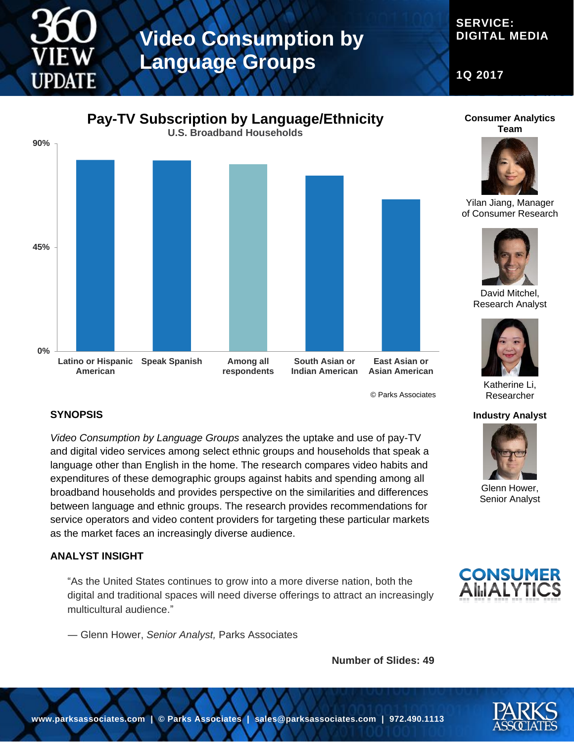# 360 VIEW UPDATE

# Video Consumption by Language Groups

**SERVICE: DIGITAL MEDIA**

**1Q 2017**

## Pay-TV Subscription by Language/Ethnicity

U.S. Broadband Households

- Latino or Hispanic American
- Speak Spanish
- Among all respondents
- South Asian or Indian American
- East Asian or Asian American

© Parks Associates

**Consumer Analytics Team**

Yilan Jiang, Manager of Consumer Research

David Mitchel, Research Analyst

Katherine Li, Researcher

**Industry Analyst**

Glenn Hower, Senior Analyst

### SYNOPSIS

*Video Consumption by Language Groups* analyzes the uptake and use of pay-TV and digital video services among select ethnic groups and households that speak a language other than English in the home. The research compares video habits and expenditures of these demographic groups against habits and spending among all broadband households and provides perspective on the similarities and differences between language and ethnic groups. The research provides recommendations for service operators and video content providers for targeting these particular markets as the market faces an increasingly diverse audience.

### ANALYST INSIGHT

> "As the United States continues to grow into a more diverse nation, both the digital and traditional spaces will need diverse offerings to attract an increasingly multicultural audience."
>
> — Glenn Hower, *Senior Analyst,* Parks Associates

**Number of Slides: 49**

www.parksassociates.com | © Parks Associates | sales@parksassociates.com | 972.490.1113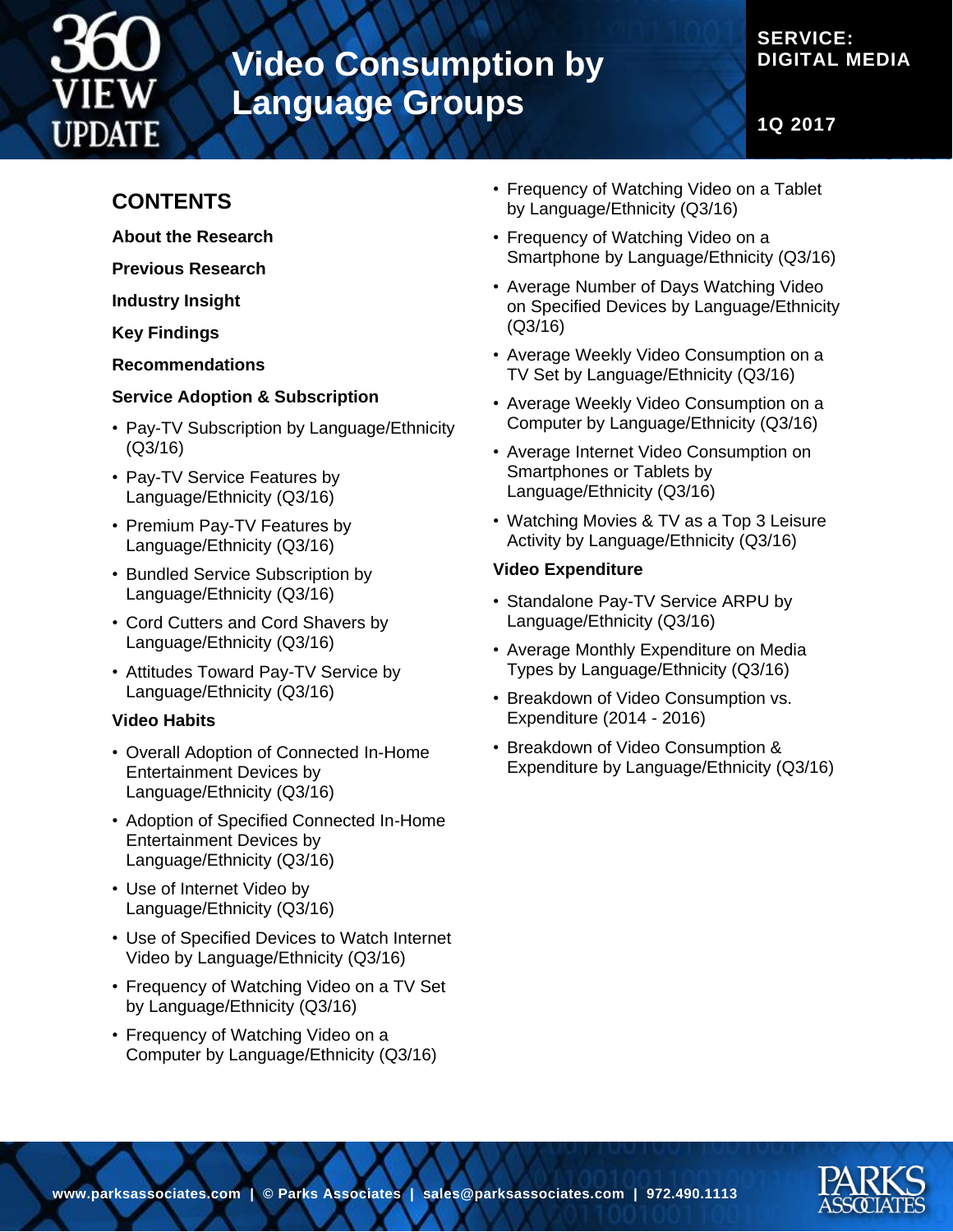# Video Consumption by Language Groups

**SERVICE: DIGITAL MEDIA**

**1Q 2017**

## CONTENTS

**About the Research**

**Previous Research**

**Industry Insight**

**Key Findings**

**Recommendations**

**Service Adoption & Subscription**

- Pay-TV Subscription by Language/Ethnicity (Q3/16)
- Pay-TV Service Features by Language/Ethnicity (Q3/16)
- Premium Pay-TV Features by Language/Ethnicity (Q3/16)
- Bundled Service Subscription by Language/Ethnicity (Q3/16)
- Cord Cutters and Cord Shavers by Language/Ethnicity (Q3/16)
- Attitudes Toward Pay-TV Service by Language/Ethnicity (Q3/16)

**Video Habits**

- Overall Adoption of Connected In-Home Entertainment Devices by Language/Ethnicity (Q3/16)
- Adoption of Specified Connected In-Home Entertainment Devices by Language/Ethnicity (Q3/16)
- Use of Internet Video by Language/Ethnicity (Q3/16)
- Use of Specified Devices to Watch Internet Video by Language/Ethnicity (Q3/16)
- Frequency of Watching Video on a TV Set by Language/Ethnicity (Q3/16)
- Frequency of Watching Video on a Computer by Language/Ethnicity (Q3/16)
- Frequency of Watching Video on a Tablet by Language/Ethnicity (Q3/16)
- Frequency of Watching Video on a Smartphone by Language/Ethnicity (Q3/16)
- Average Number of Days Watching Video on Specified Devices by Language/Ethnicity (Q3/16)
- Average Weekly Video Consumption on a TV Set by Language/Ethnicity (Q3/16)
- Average Weekly Video Consumption on a Computer by Language/Ethnicity (Q3/16)
- Average Internet Video Consumption on Smartphones or Tablets by Language/Ethnicity (Q3/16)
- Watching Movies & TV as a Top 3 Leisure Activity by Language/Ethnicity (Q3/16)

**Video Expenditure**

- Standalone Pay-TV Service ARPU by Language/Ethnicity (Q3/16)
- Average Monthly Expenditure on Media Types by Language/Ethnicity (Q3/16)
- Breakdown of Video Consumption vs. Expenditure (2014 - 2016)
- Breakdown of Video Consumption & Expenditure by Language/Ethnicity (Q3/16)

www.parksassociates.com | © Parks Associates | sales@parksassociates.com | 972.490.1113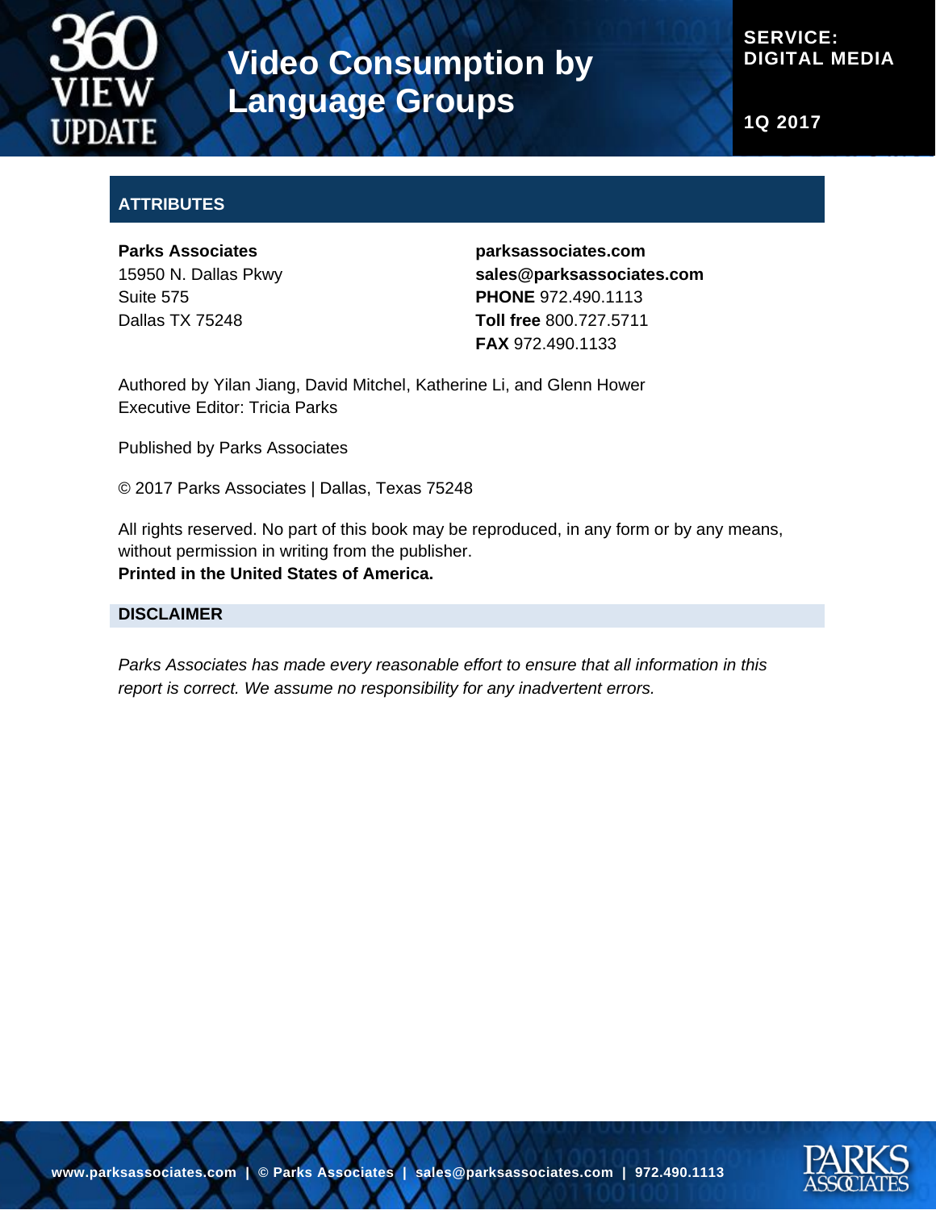# Video Consumption by Language Groups

**SERVICE: DIGITAL MEDIA**

**1Q 2017**

## ATTRIBUTES

**Parks Associates**
15950 N. Dallas Pkwy
Suite 575
Dallas TX 75248

**parksassociates.com**
**sales@parksassociates.com**
**PHONE** 972.490.1113
**Toll free** 800.727.5711
**FAX** 972.490.1133

Authored by Yilan Jiang, David Mitchel, Katherine Li, and Glenn Hower
Executive Editor: Tricia Parks

Published by Parks Associates

© 2017 Parks Associates | Dallas, Texas 75248

All rights reserved. No part of this book may be reproduced, in any form or by any means, without permission in writing from the publisher.
**Printed in the United States of America.**

## DISCLAIMER

*Parks Associates has made every reasonable effort to ensure that all information in this report is correct. We assume no responsibility for any inadvertent errors.*